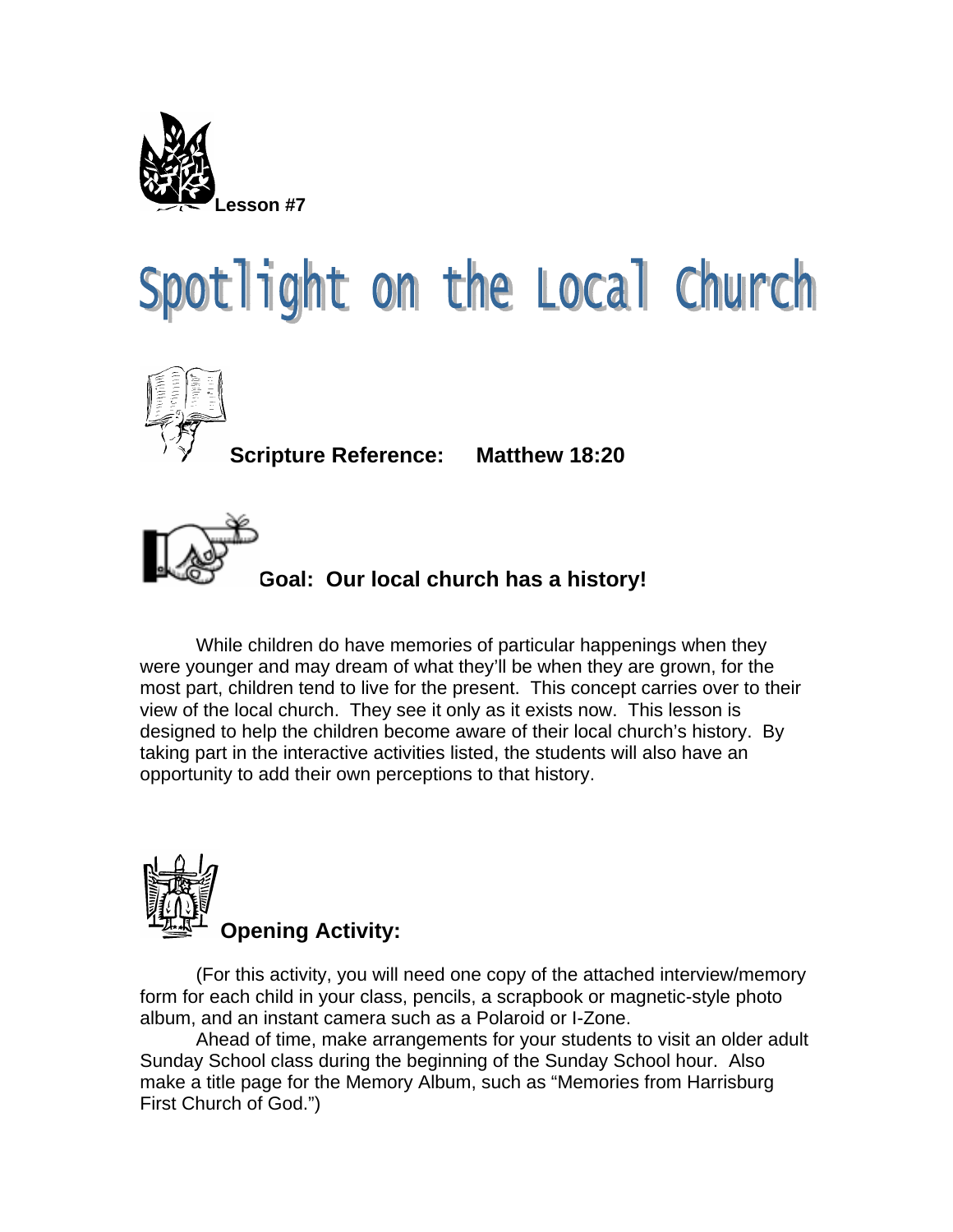Lesson #7

# Spotlight on the Local Church

**Scripture Reference: Matthew 18:20**

**Goal: Our local church has a history!**

While children do have memories of particular happenings when they were younger and may dream of what they'll be when they are grown, for the most part, children tend to live for the present. This concept carries over to their view of the local church. They see it only as it exists now. This lesson is designed to help the children become aware of their local church's history. By taking part in the interactive activities listed, the students will also have an opportunity to add their own perceptions to that history.

## Opening Activity:

(For this activity, you will need one copy of the attached interview/memory form for each child in your class, pencils, a scrapbook or magnetic-style photo album, and an instant camera such as a Polaroid or I-Zone.

Ahead of time, make arrangements for your students to visit an older adult Sunday School class during the beginning of the Sunday School hour. Also make a title page for the Memory Album, such as "Memories from Harrisburg First Church of God.")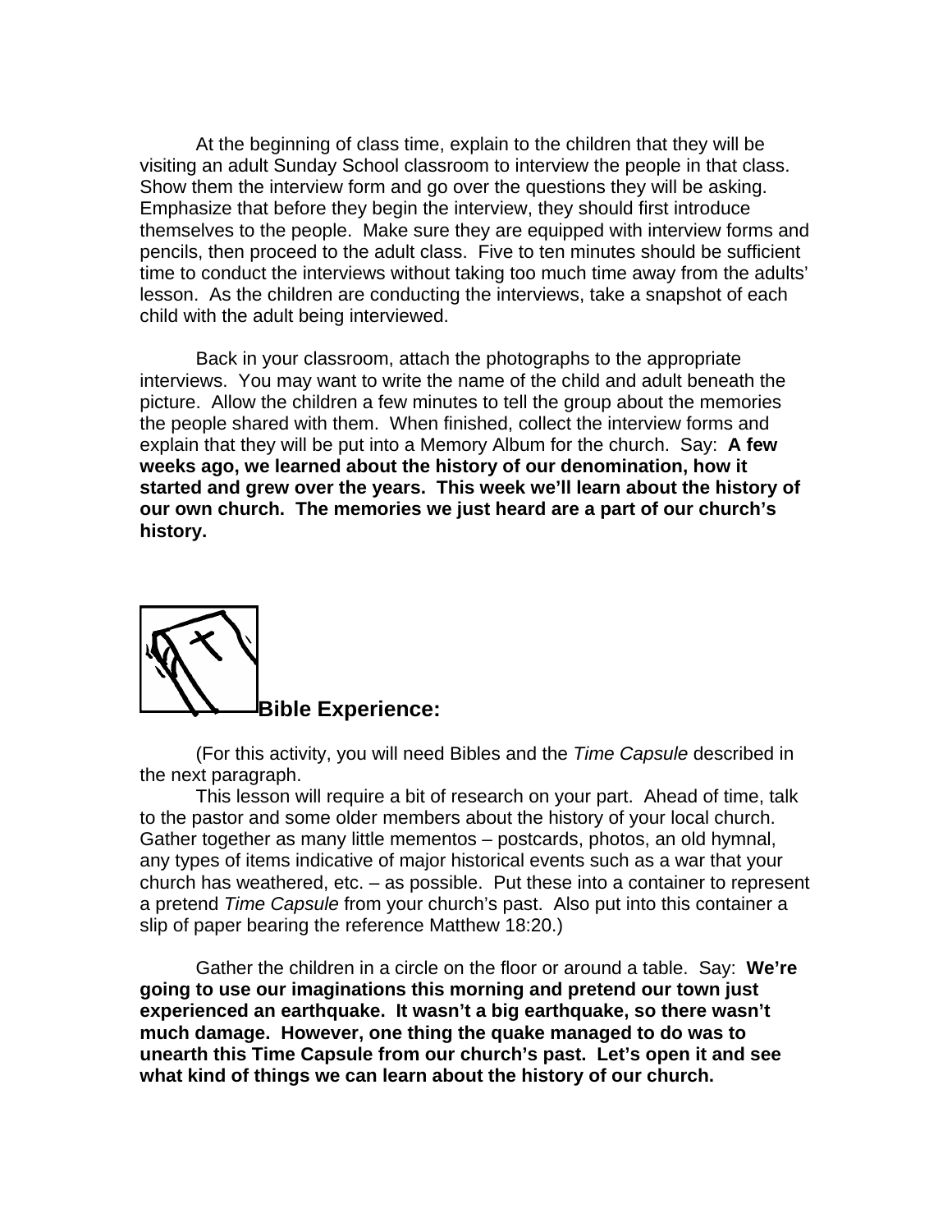At the beginning of class time, explain to the children that they will be visiting an adult Sunday School classroom to interview the people in that class. Show them the interview form and go over the questions they will be asking. Emphasize that before they begin the interview, they should first introduce themselves to the people. Make sure they are equipped with interview forms and pencils, then proceed to the adult class. Five to ten minutes should be sufficient time to conduct the interviews without taking too much time away from the adults' lesson. As the children are conducting the interviews, take a snapshot of each child with the adult being interviewed.

Back in your classroom, attach the photographs to the appropriate interviews. You may want to write the name of the child and adult beneath the picture. Allow the children a few minutes to tell the group about the memories the people shared with them. When finished, collect the interview forms and explain that they will be put into a Memory Album for the church. Say: **A few weeks ago, we learned about the history of our denomination, how it started and grew over the years. This week we'll learn about the history of our own church. The memories we just heard are a part of our church's history.**

## Bible Experience:

(For this activity, you will need Bibles and the *Time Capsule* described in the next paragraph.

This lesson will require a bit of research on your part. Ahead of time, talk to the pastor and some older members about the history of your local church. Gather together as many little mementos – postcards, photos, an old hymnal, any types of items indicative of major historical events such as a war that your church has weathered, etc. – as possible. Put these into a container to represent a pretend *Time Capsule* from your church's past. Also put into this container a slip of paper bearing the reference Matthew 18:20.)

Gather the children in a circle on the floor or around a table. Say: **We're going to use our imaginations this morning and pretend our town just experienced an earthquake. It wasn't a big earthquake, so there wasn't much damage. However, one thing the quake managed to do was to unearth this Time Capsule from our church's past. Let's open it and see what kind of things we can learn about the history of our church.**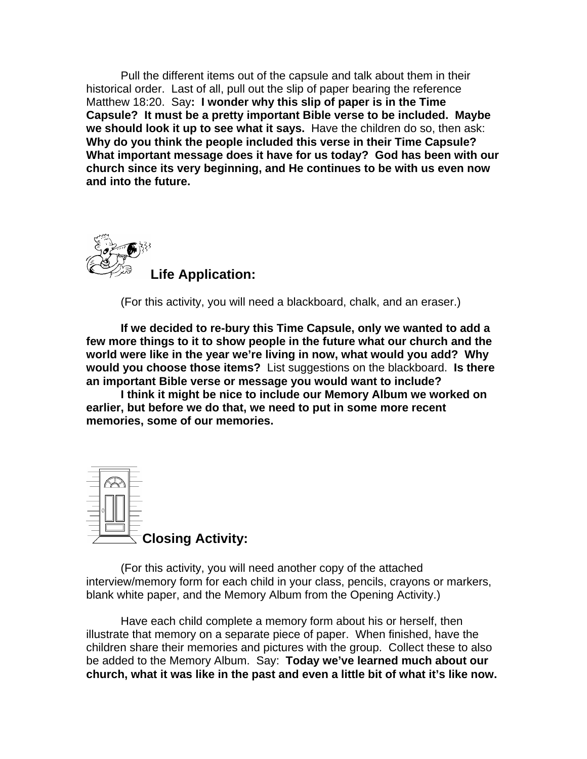Pull the different items out of the capsule and talk about them in their historical order. Last of all, pull out the slip of paper bearing the reference Matthew 18:20. Say**: I wonder why this slip of paper is in the Time Capsule? It must be a pretty important Bible verse to be included. Maybe we should look it up to see what it says.** Have the children do so, then ask: **Why do you think the people included this verse in their Time Capsule? What important message does it have for us today? God has been with our church since its very beginning, and He continues to be with us even now and into the future.**

## Life Application:

(For this activity, you will need a blackboard, chalk, and an eraser.)

**If we decided to re-bury this Time Capsule, only we wanted to add a few more things to it to show people in the future what our church and the world were like in the year we're living in now, what would you add? Why would you choose those items?** List suggestions on the blackboard. **Is there an important Bible verse or message you would want to include?**

**I think it might be nice to include our Memory Album we worked on earlier, but before we do that, we need to put in some more recent memories, some of our memories.**

## Closing Activity:

(For this activity, you will need another copy of the attached interview/memory form for each child in your class, pencils, crayons or markers, blank white paper, and the Memory Album from the Opening Activity.)

Have each child complete a memory form about his or herself, then illustrate that memory on a separate piece of paper. When finished, have the children share their memories and pictures with the group. Collect these to also be added to the Memory Album. Say: **Today we've learned much about our church, what it was like in the past and even a little bit of what it's like now.**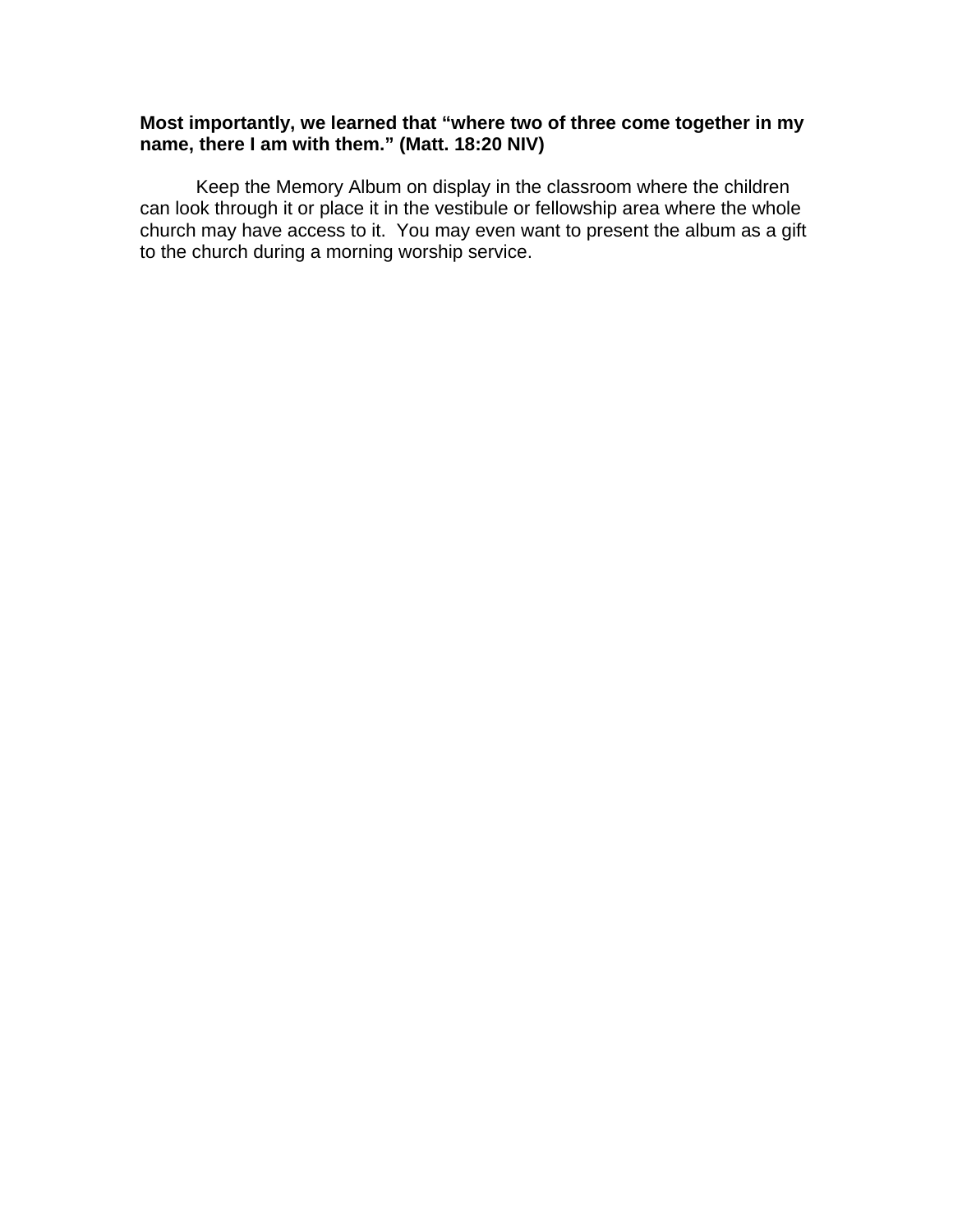**Most importantly, we learned that “where two of three come together in my name, there I am with them.” (Matt. 18:20 NIV)**

Keep the Memory Album on display in the classroom where the children can look through it or place it in the vestibule or fellowship area where the whole church may have access to it.  You may even want to present the album as a gift to the church during a morning worship service.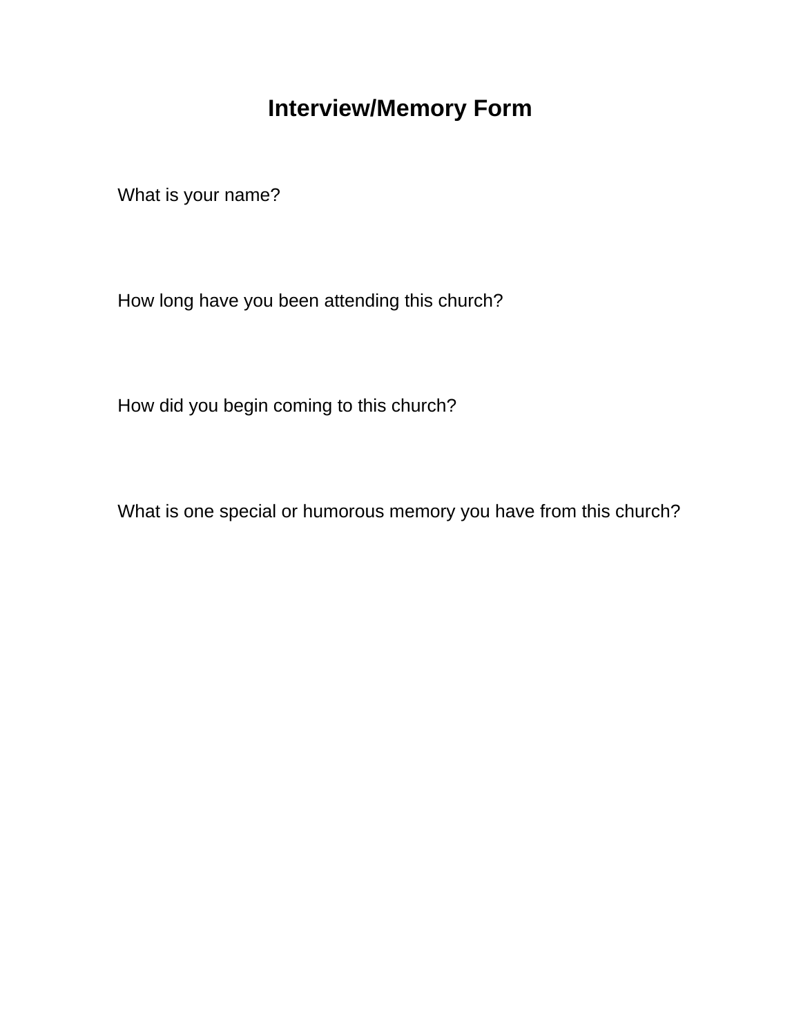# Interview/Memory Form

What is your name?

How long have you been attending this church?

How did you begin coming to this church?

What is one special or humorous memory you have from this church?